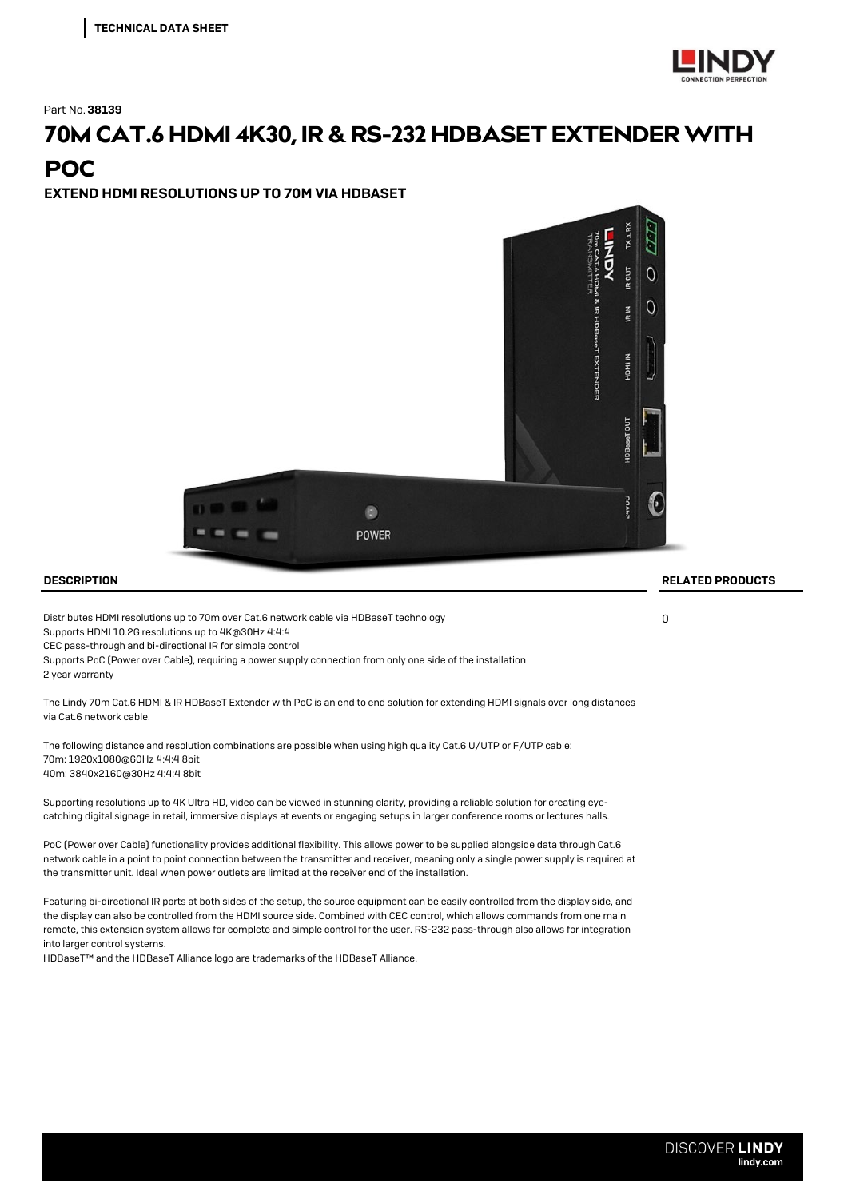TECHNICAL DATA SHEET

Part No. **38139**

# 70M CAT.6 HDMI 4K30, IR & RS-232 HDBASET EXTENDER WITH POC

### EXTEND HDMI RESOLUTIONS UP TO 70M VIA HDBASET

## DESCRIPTION

Distributes HDMI resolutions up to 70m over Cat.6 network cable via HDBaseT technology
Supports HDMI 10.2G resolutions up to 4K@30Hz 4:4:4
CEC pass-through and bi-directional IR for simple control
Supports PoC (Power over Cable), requiring a power supply connection from only one side of the installation
2 year warranty

The Lindy 70m Cat.6 HDMI & IR HDBaseT Extender with PoC is an end to end solution for extending HDMI signals over long distances via Cat.6 network cable.

The following distance and resolution combinations are possible when using high quality Cat.6 U/UTP or F/UTP cable:
70m: 1920x1080@60Hz 4:4:4 8bit
40m: 3840x2160@30Hz 4:4:4 8bit

Supporting resolutions up to 4K Ultra HD, video can be viewed in stunning clarity, providing a reliable solution for creating eye-catching digital signage in retail, immersive displays at events or engaging setups in larger conference rooms or lectures halls.

PoC (Power over Cable) functionality provides additional flexibility. This allows power to be supplied alongside data through Cat.6 network cable in a point to point connection between the transmitter and receiver, meaning only a single power supply is required at the transmitter unit. Ideal when power outlets are limited at the receiver end of the installation.

Featuring bi-directional IR ports at both sides of the setup, the source equipment can be easily controlled from the display side, and the display can also be controlled from the HDMI source side. Combined with CEC control, which allows commands from one main remote, this extension system allows for complete and simple control for the user. RS-232 pass-through also allows for integration into larger control systems.
HDBaseT™ and the HDBaseT Alliance logo are trademarks of the HDBaseT Alliance.

## RELATED PRODUCTS

0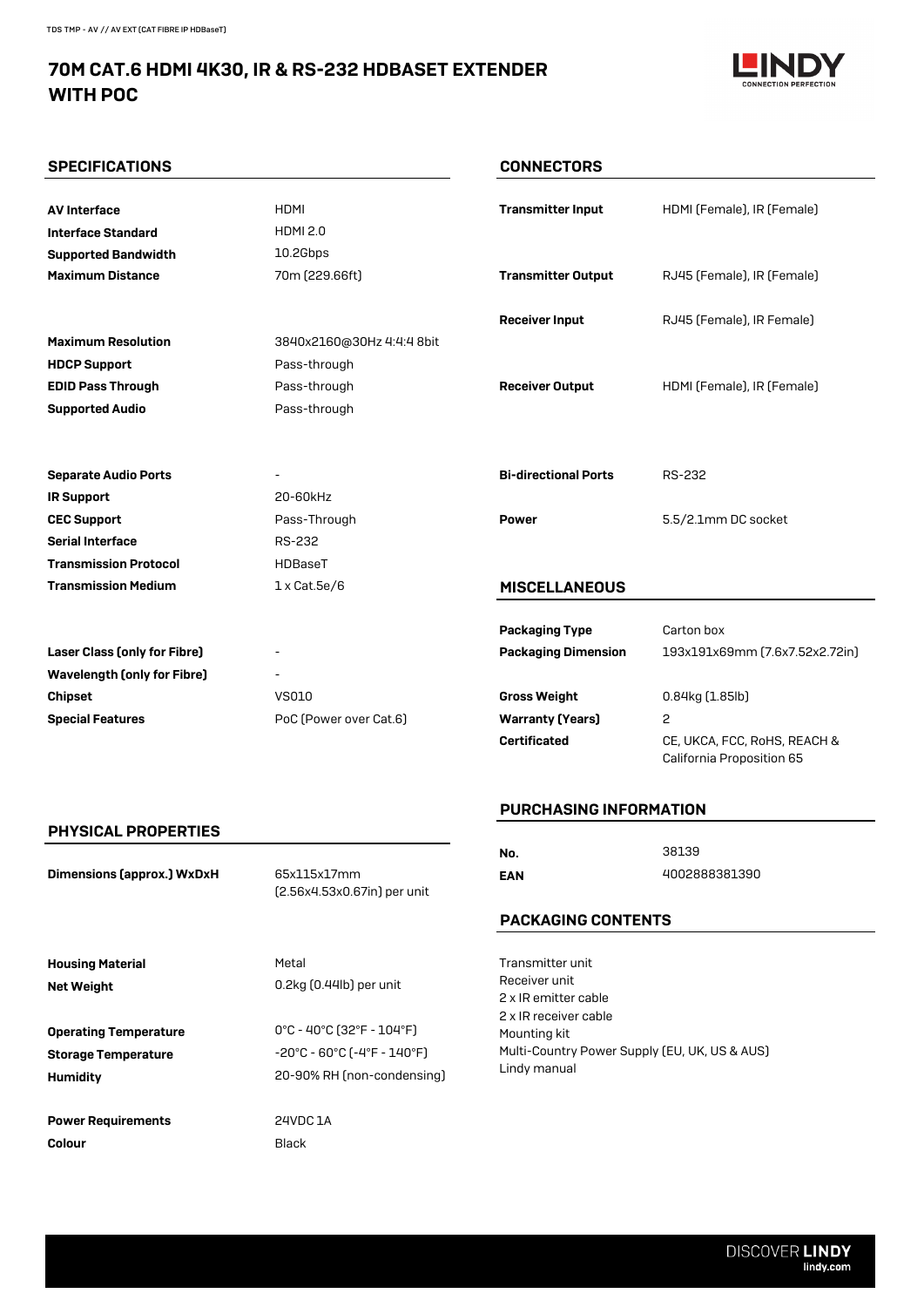# 70M CAT.6 HDMI 4K30, IR & RS-232 HDBASET EXTENDER WITH POC

## SPECIFICATIONS

| | |
|---|---|
| **AV Interface** | HDMI |
| **Interface Standard** | HDMI 2.0 |
| **Supported Bandwidth** | 10.2Gbps |
| **Maximum Distance** | 70m (229.66ft) |
| **Maximum Resolution** | 3840x2160@30Hz 4:4:4 8bit |
| **HDCP Support** | Pass-through |
| **EDID Pass Through** | Pass-through |
| **Supported Audio** | Pass-through |
| **Separate Audio Ports** | - |
| **IR Support** | 20-60kHz |
| **CEC Support** | Pass-Through |
| **Serial Interface** | RS-232 |
| **Transmission Protocol** | HDBaseT |
| **Transmission Medium** | 1 x Cat.5e/6 |
| **Laser Class (only for Fibre)** | - |
| **Wavelength (only for Fibre)** | - |
| **Chipset** | VS010 |
| **Special Features** | PoC (Power over Cat.6) |

## PHYSICAL PROPERTIES

| | |
|---|---|
| **Dimensions (approx.) WxDxH** | 65x115x17mm (2.56x4.53x0.67in) per unit |
| **Housing Material** | Metal |
| **Net Weight** | 0.2kg (0.44lb) per unit |
| **Operating Temperature** | 0°C - 40°C (32°F - 104°F) |
| **Storage Temperature** | -20°C - 60°C (-4°F - 140°F) |
| **Humidity** | 20-90% RH (non-condensing) |
| **Power Requirements** | 24VDC 1A |
| **Colour** | Black |

## CONNECTORS

| | |
|---|---|
| **Transmitter Input** | HDMI (Female), IR (Female) |
| **Transmitter Output** | RJ45 (Female), IR (Female) |
| **Receiver Input** | RJ45 (Female), IR Female) |
| **Receiver Output** | HDMI (Female), IR (Female) |
| **Bi-directional Ports** | RS-232 |
| **Power** | 5.5/2.1mm DC socket |

## MISCELLANEOUS

| | |
|---|---|
| **Packaging Type** | Carton box |
| **Packaging Dimension** | 193x191x69mm (7.6x7.52x2.72in) |
| **Gross Weight** | 0.84kg (1.85lb) |
| **Warranty (Years)** | 2 |
| **Certificated** | CE, UKCA, FCC, RoHS, REACH & California Proposition 65 |

## PURCHASING INFORMATION

| | |
|---|---|
| **No.** | 38139 |
| **EAN** | 4002888381390 |

## PACKAGING CONTENTS

Transmitter unit
Receiver unit
2 x IR emitter cable
2 x IR receiver cable
Mounting kit
Multi-Country Power Supply (EU, UK, US & AUS)
Lindy manual